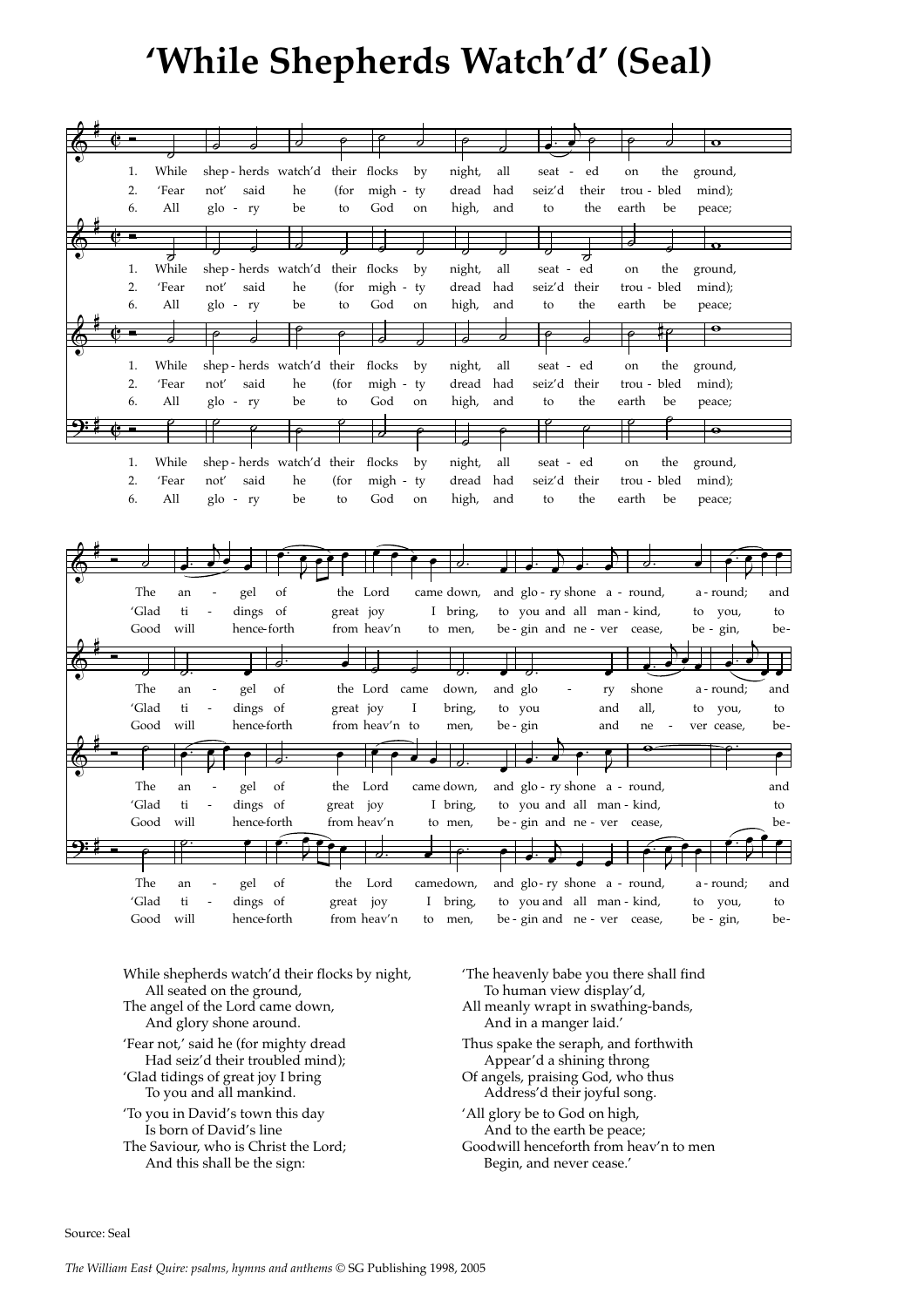# 'While Shepherds Watch'd' (Seal)

While shepherds watch'd their flocks by night,
All seated on the ground,
The angel of the Lord came down,
And glory shone around.

'Fear not,' said he (for mighty dread
Had seiz'd their troubled mind);
'Glad tidings of great joy I bring
To you and all mankind.

'To you in David's town this day
Is born of David's line
The Saviour, who is Christ the Lord;
And this shall be the sign:

'The heavenly babe you there shall find
To human view display'd,
All meanly wrapt in swathing-bands,
And in a manger laid.'

Thus spake the seraph, and forthwith
Appear'd a shining throng
Of angels, praising God, who thus
Address'd their joyful song.

'All glory be to God on high,
And to the earth be peace;
Goodwill henceforth from heav'n to men
Begin, and never cease.'

Source: Seal

*The William East Quire: psalms, hymns and anthems* © SG Publishing 1998, 2005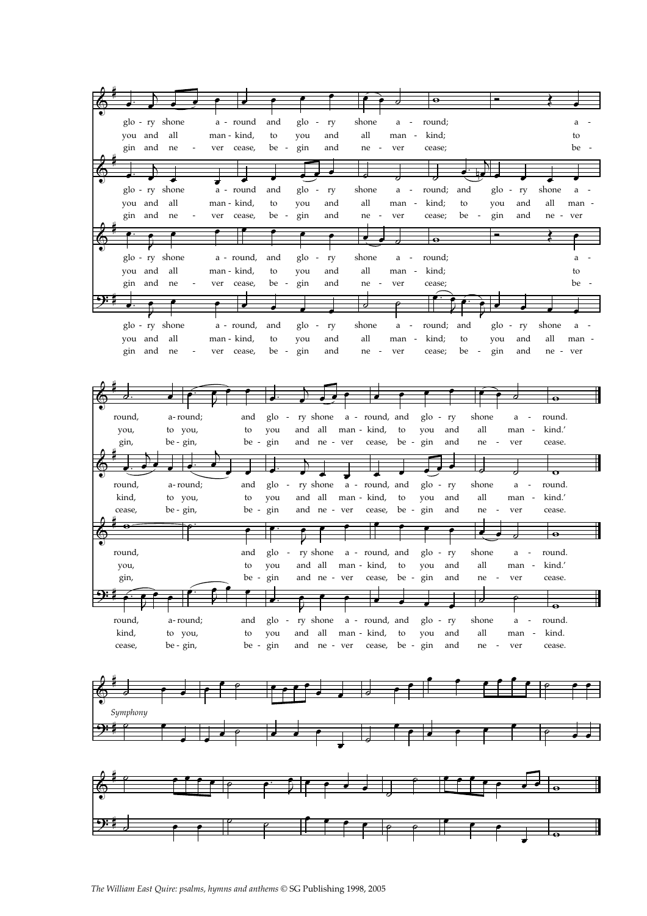glo - ry shone a - round and glo - ry shone a - round; a -
you and all man - kind, to you and all man - kind; to
gin and ne - ver cease, be - gin and ne - ver cease; be -

glo - ry shone a - round and glo - ry shone a - round; and glo - ry shone a -
you and all man - kind, to you and all man - kind; to you and all man -
gin and ne - ver cease, be - gin and ne - ver cease; be - gin and ne - ver

glo - ry shone a - round, and glo - ry shone a - round; a -
you and all man - kind, to you and all man - kind; to
gin and ne - ver cease, be - gin and ne - ver cease; be -

glo - ry shone a - round, and glo - ry shone a - round; and glo - ry shone a -
you and all man - kind, to you and all man - kind; to you and all man -
gin and ne - ver cease, be - gin and ne - ver cease; be - gin and ne - ver

round, a - round; and glo - ry shone a - round, and glo - ry shone a - round.
you, to you, to you and all man - kind, to you and all man - kind.'
gin, be - gin, be - gin and ne - ver cease, be - gin and ne - ver cease.

round, a - round; and glo - ry shone a - round, and glo - ry shone a - round.
kind, to you, to you and all man - kind, to you and all man - kind.'
cease, be - gin, be - gin and ne - ver cease, be - gin and ne - ver cease.

round, and glo - ry shone a - round, and glo - ry shone a - round.
you, to you and all man - kind, to you and all man - kind.'
gin, be - gin and ne - ver cease, be - gin and ne - ver cease.

round, a - round; and glo - ry shone a - round, and glo - ry shone a - round.
kind, to you, to you and all man - kind, to you and all man - kind.
cease, be - gin, be - gin and ne - ver cease, be - gin and ne - ver cease.

*Symphony*